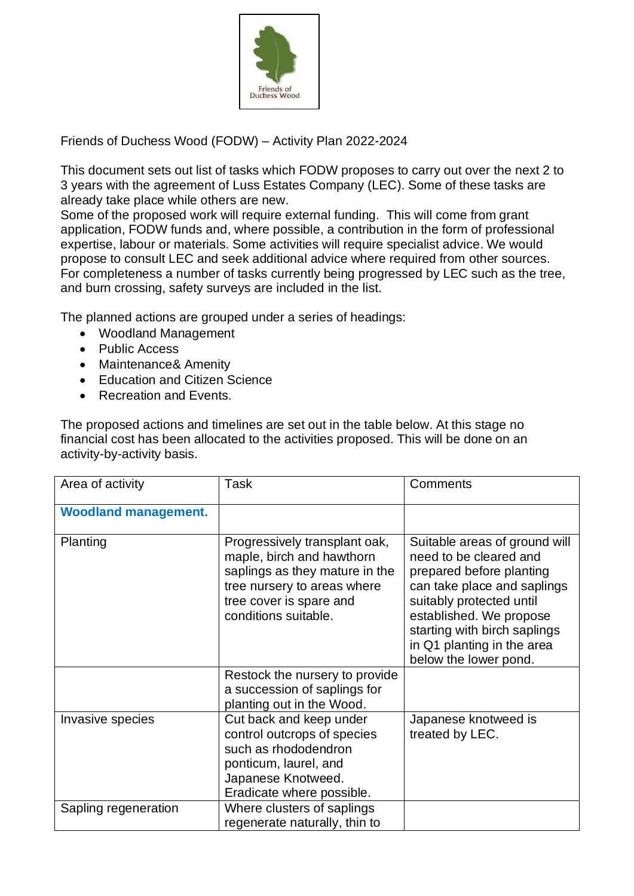Friends of Duchess Wood

Friends of Duchess Wood (FODW) – Activity Plan 2022-2024

This document sets out list of tasks which FODW proposes to carry out over the next 2 to 3 years with the agreement of Luss Estates Company (LEC). Some of these tasks are already take place while others are new.
Some of the proposed work will require external funding. This will come from grant application, FODW funds and, where possible, a contribution in the form of professional expertise, labour or materials. Some activities will require specialist advice. We would propose to consult LEC and seek additional advice where required from other sources. For completeness a number of tasks currently being progressed by LEC such as the tree, and burn crossing, safety surveys are included in the list.

The planned actions are grouped under a series of headings:

- Woodland Management
- Public Access
- Maintenance& Amenity
- Education and Citizen Science
- Recreation and Events.

The proposed actions and timelines are set out in the table below. At this stage no financial cost has been allocated to the activities proposed. This will be done on an activity-by-activity basis.

| Area of activity | Task | Comments |
|---|---|---|
| **Woodland management.** | | |
| Planting | Progressively transplant oak, maple, birch and hawthorn saplings as they mature in the tree nursery to areas where tree cover is spare and conditions suitable. | Suitable areas of ground will need to be cleared and prepared before planting can take place and saplings suitably protected until established. We propose starting with birch saplings in Q1 planting in the area below the lower pond. |
| | Restock the nursery to provide a succession of saplings for planting out in the Wood. | |
| Invasive species | Cut back and keep under control outcrops of species such as rhododendron ponticum, laurel, and Japanese Knotweed. Eradicate where possible. | Japanese knotweed is treated by LEC. |
| Sapling regeneration | Where clusters of saplings regenerate naturally, thin to | |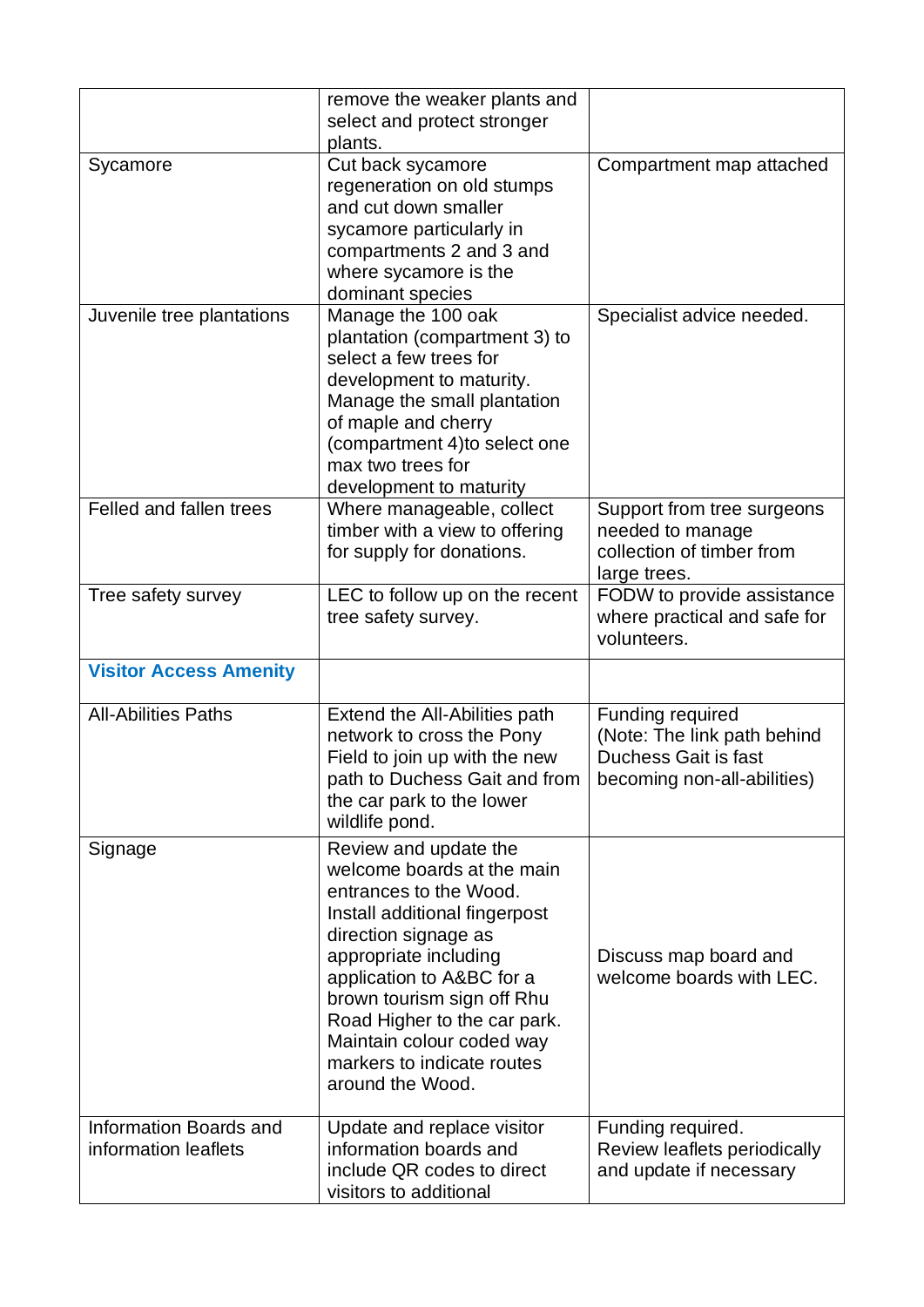| | | |
|---|---|---|
| | remove the weaker plants and select and protect stronger plants. | |
| Sycamore | Cut back sycamore regeneration on old stumps and cut down smaller sycamore particularly in compartments 2 and 3 and where sycamore is the dominant species | Compartment map attached |
| Juvenile tree plantations | Manage the 100 oak plantation (compartment 3) to select a few trees for development to maturity. Manage the small plantation of maple and cherry (compartment 4)to select one max two trees for development to maturity | Specialist advice needed. |
| Felled and fallen trees | Where manageable, collect timber with a view to offering for supply for donations. | Support from tree surgeons needed to manage collection of timber from large trees. |
| Tree safety survey | LEC to follow up on the recent tree safety survey. | FODW to provide assistance where practical and safe for volunteers. |
| **Visitor Access Amenity** | | |
| All-Abilities Paths | Extend the All-Abilities path network to cross the Pony Field to join up with the new path to Duchess Gait and from the car park to the lower wildlife pond. | Funding required (Note: The link path behind Duchess Gait is fast becoming non-all-abilities) |
| Signage | Review and update the welcome boards at the main entrances to the Wood. Install additional fingerpost direction signage as appropriate including application to A&BC for a brown tourism sign off Rhu Road Higher to the car park. Maintain colour coded way markers to indicate routes around the Wood. | Discuss map board and welcome boards with LEC. |
| Information Boards and information leaflets | Update and replace visitor information boards and include QR codes to direct visitors to additional | Funding required. Review leaflets periodically and update if necessary |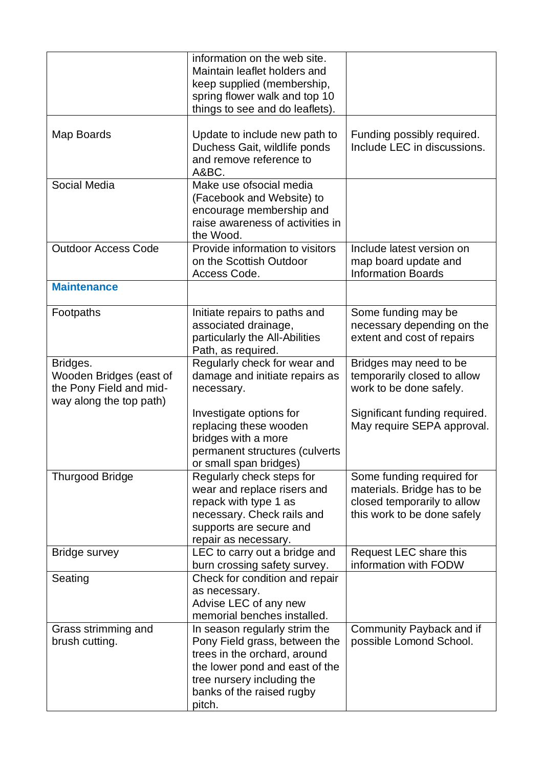| | | |
|---|---|---|
| | information on the web site. Maintain leaflet holders and keep supplied (membership, spring flower walk and top 10 things to see and do leaflets). | |
| Map Boards | Update to include new path to Duchess Gait, wildlife ponds and remove reference to A&BC. | Funding possibly required. Include LEC in discussions. |
| Social Media | Make use ofsocial media (Facebook and Website) to encourage membership and raise awareness of activities in the Wood. | |
| Outdoor Access Code | Provide information to visitors on the Scottish Outdoor Access Code. | Include latest version on map board update and Information Boards |
| **Maintenance** | | |
| Footpaths | Initiate repairs to paths and associated drainage, particularly the All-Abilities Path, as required. | Some funding may be necessary depending on the extent and cost of repairs |
| Bridges. Wooden Bridges (east of the Pony Field and mid-way along the top path) | Regularly check for wear and damage and initiate repairs as necessary.<br><br>Investigate options for replacing these wooden bridges with a more permanent structures (culverts or small span bridges) | Bridges may need to be temporarily closed to allow work to be done safely.<br><br>Significant funding required. May require SEPA approval. |
| Thurgood Bridge | Regularly check steps for wear and replace risers and repack with type 1 as necessary. Check rails and supports are secure and repair as necessary. | Some funding required for materials. Bridge has to be closed temporarily to allow this work to be done safely |
| Bridge survey | LEC to carry out a bridge and burn crossing safety survey. | Request LEC share this information with FODW |
| Seating | Check for condition and repair as necessary.<br>Advise LEC of any new memorial benches installed. | |
| Grass strimming and brush cutting. | In season regularly strim the Pony Field grass, between the trees in the orchard, around the lower pond and east of the tree nursery including the banks of the raised rugby pitch. | Community Payback and if possible Lomond School. |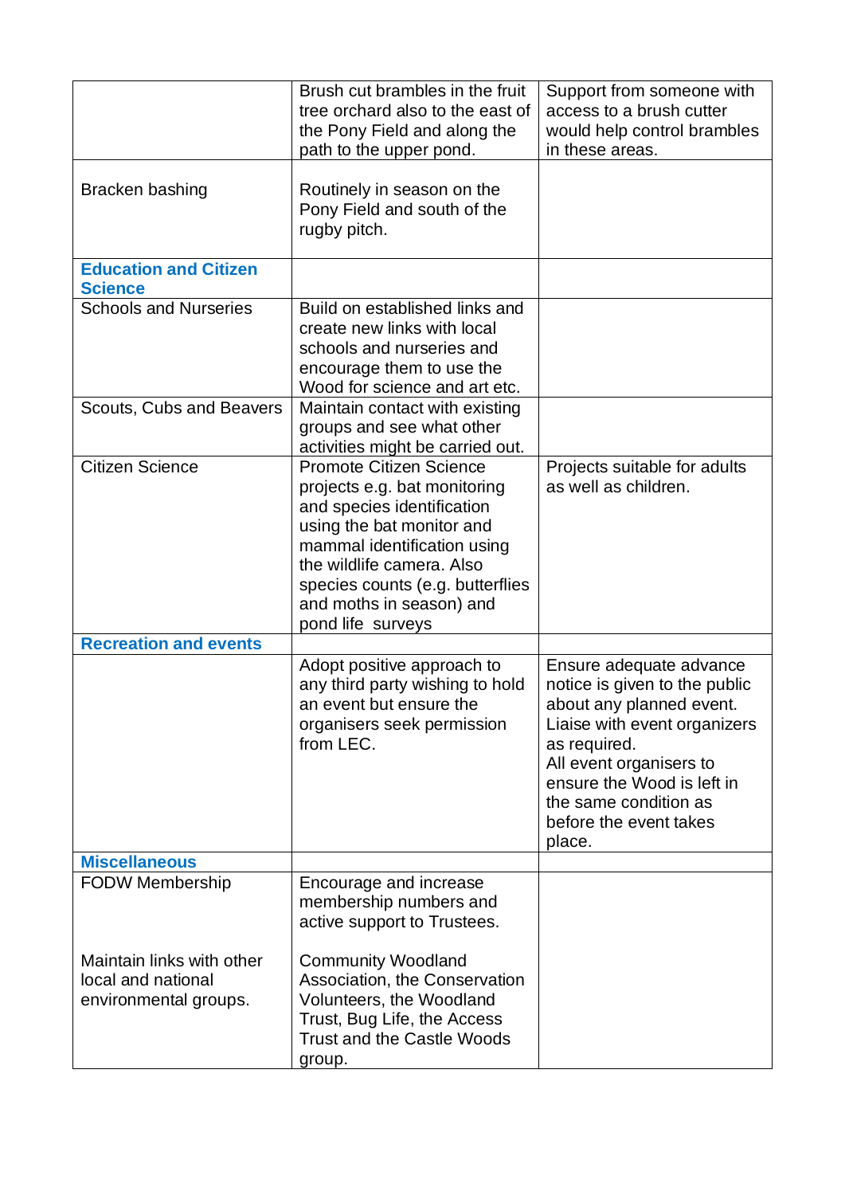| | | |
|---|---|---|
| | Brush cut brambles in the fruit tree orchard also to the east of the Pony Field and along the path to the upper pond. | Support from someone with access to a brush cutter would help control brambles in these areas. |
| Bracken bashing | Routinely in season on the Pony Field and south of the rugby pitch. | |
| **Education and Citizen Science** | | |
| Schools and Nurseries | Build on established links and create new links with local schools and nurseries and encourage them to use the Wood for science and art etc. | |
| Scouts, Cubs and Beavers | Maintain contact with existing groups and see what other activities might be carried out. | |
| Citizen Science | Promote Citizen Science projects e.g. bat monitoring and species identification using the bat monitor and mammal identification using the wildlife camera. Also species counts (e.g. butterflies and moths in season) and pond life surveys | Projects suitable for adults as well as children. |
| **Recreation and events** | | |
| | Adopt positive approach to any third party wishing to hold an event but ensure the organisers seek permission from LEC. | Ensure adequate advance notice is given to the public about any planned event. Liaise with event organizers as required.<br>All event organisers to ensure the Wood is left in the same condition as before the event takes place. |
| **Miscellaneous** | | |
| FODW Membership<br><br>Maintain links with other local and national environmental groups. | Encourage and increase membership numbers and active support to Trustees.<br><br>Community Woodland Association, the Conservation Volunteers, the Woodland Trust, Bug Life, the Access Trust and the Castle Woods group. | |